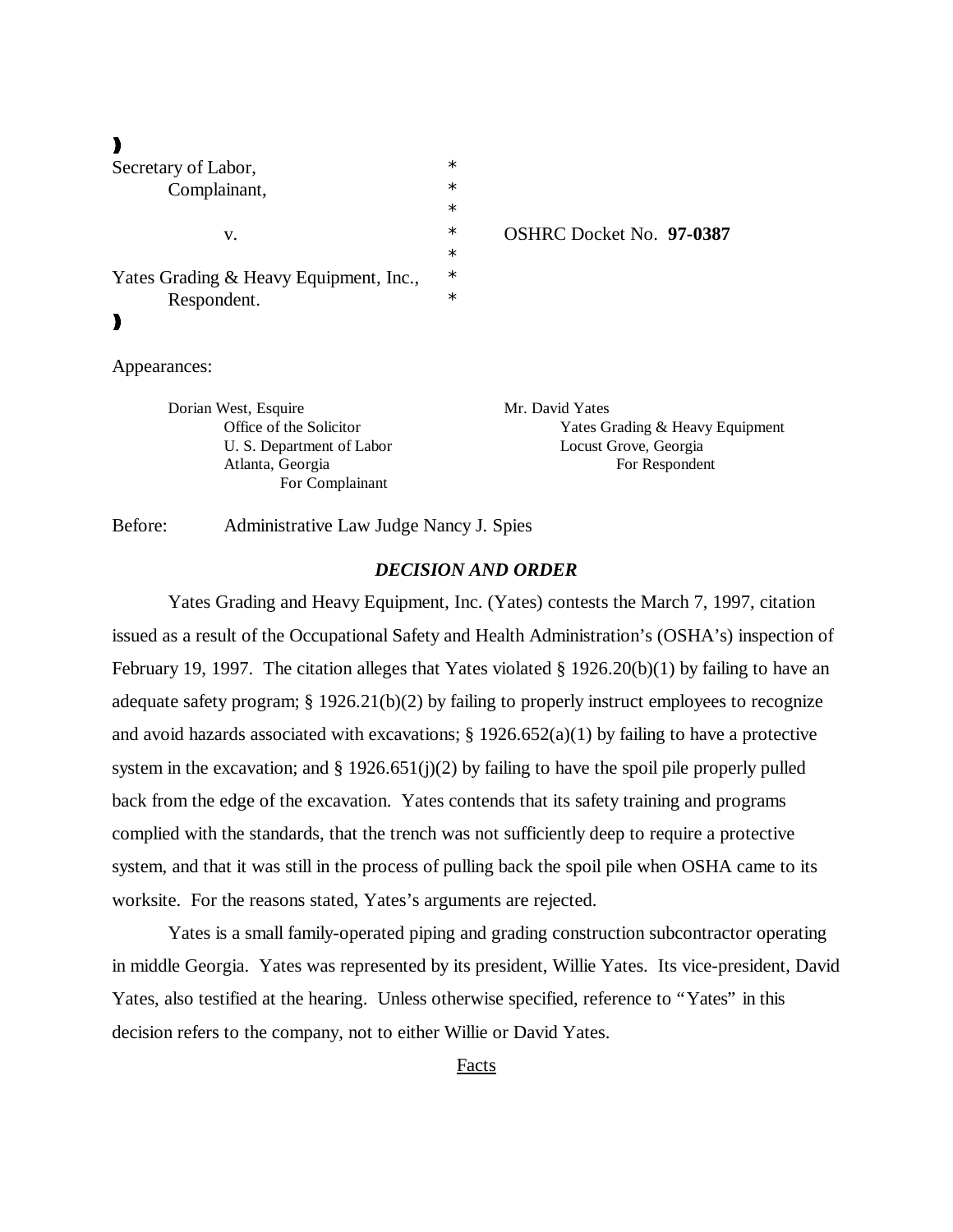| | | |
|---|---|---|
| Secretary of Labor, | * | |
| Complainant, | * | |
| | * | |
| v. | * | OSHRC Docket No. **97-0387** |
| | * | |
| Yates Grading & Heavy Equipment, Inc., | * | |
| Respondent. | * | |

Appearances:

| | |
|---|---|
| Dorian West, Esquire<br>Office of the Solicitor<br>U. S. Department of Labor<br>Atlanta, Georgia<br>For Complainant | Mr. David Yates<br>Yates Grading & Heavy Equipment<br>Locust Grove, Georgia<br>For Respondent |

Before: Administrative Law Judge Nancy J. Spies

## *DECISION AND ORDER*

Yates Grading and Heavy Equipment, Inc. (Yates) contests the March 7, 1997, citation issued as a result of the Occupational Safety and Health Administration's (OSHA's) inspection of February 19, 1997. The citation alleges that Yates violated § 1926.20(b)(1) by failing to have an adequate safety program; § 1926.21(b)(2) by failing to properly instruct employees to recognize and avoid hazards associated with excavations; § 1926.652(a)(1) by failing to have a protective system in the excavation; and § 1926.651(j)(2) by failing to have the spoil pile properly pulled back from the edge of the excavation. Yates contends that its safety training and programs complied with the standards, that the trench was not sufficiently deep to require a protective system, and that it was still in the process of pulling back the spoil pile when OSHA came to its worksite. For the reasons stated, Yates's arguments are rejected.

Yates is a small family-operated piping and grading construction subcontractor operating in middle Georgia. Yates was represented by its president, Willie Yates. Its vice-president, David Yates, also testified at the hearing. Unless otherwise specified, reference to "Yates" in this decision refers to the company, not to either Willie or David Yates.

Facts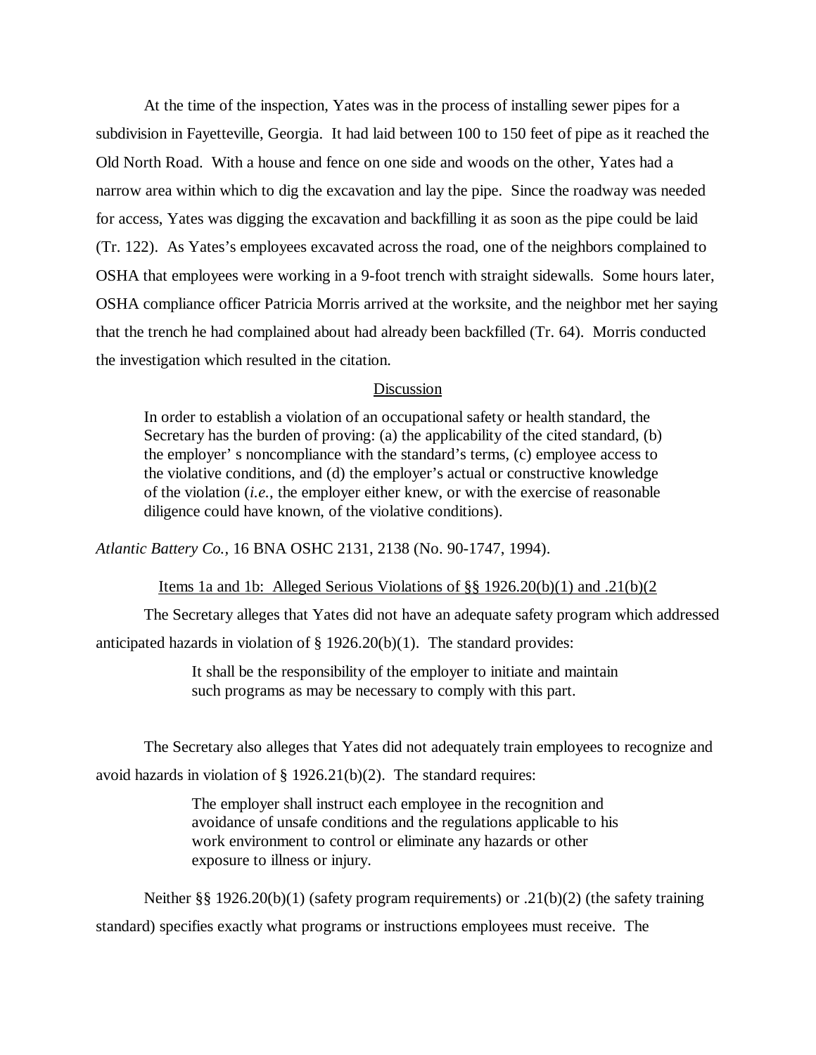At the time of the inspection, Yates was in the process of installing sewer pipes for a subdivision in Fayetteville, Georgia. It had laid between 100 to 150 feet of pipe as it reached the Old North Road. With a house and fence on one side and woods on the other, Yates had a narrow area within which to dig the excavation and lay the pipe. Since the roadway was needed for access, Yates was digging the excavation and backfilling it as soon as the pipe could be laid (Tr. 122). As Yates's employees excavated across the road, one of the neighbors complained to OSHA that employees were working in a 9-foot trench with straight sidewalls. Some hours later, OSHA compliance officer Patricia Morris arrived at the worksite, and the neighbor met her saying that the trench he had complained about had already been backfilled (Tr. 64). Morris conducted the investigation which resulted in the citation.

## Discussion

> In order to establish a violation of an occupational safety or health standard, the Secretary has the burden of proving: (a) the applicability of the cited standard, (b) the employer' s noncompliance with the standard's terms, (c) employee access to the violative conditions, and (d) the employer's actual or constructive knowledge of the violation (*i.e.*, the employer either knew, or with the exercise of reasonable diligence could have known, of the violative conditions).

*Atlantic Battery Co.,* 16 BNA OSHC 2131, 2138 (No. 90-1747, 1994).

### Items 1a and 1b: Alleged Serious Violations of §§ 1926.20(b)(1) and .21(b)(2

The Secretary alleges that Yates did not have an adequate safety program which addressed anticipated hazards in violation of § 1926.20(b)(1). The standard provides:

> It shall be the responsibility of the employer to initiate and maintain such programs as may be necessary to comply with this part.

The Secretary also alleges that Yates did not adequately train employees to recognize and avoid hazards in violation of § 1926.21(b)(2). The standard requires:

> The employer shall instruct each employee in the recognition and avoidance of unsafe conditions and the regulations applicable to his work environment to control or eliminate any hazards or other exposure to illness or injury.

Neither §§ 1926.20(b)(1) (safety program requirements) or .21(b)(2) (the safety training standard) specifies exactly what programs or instructions employees must receive. The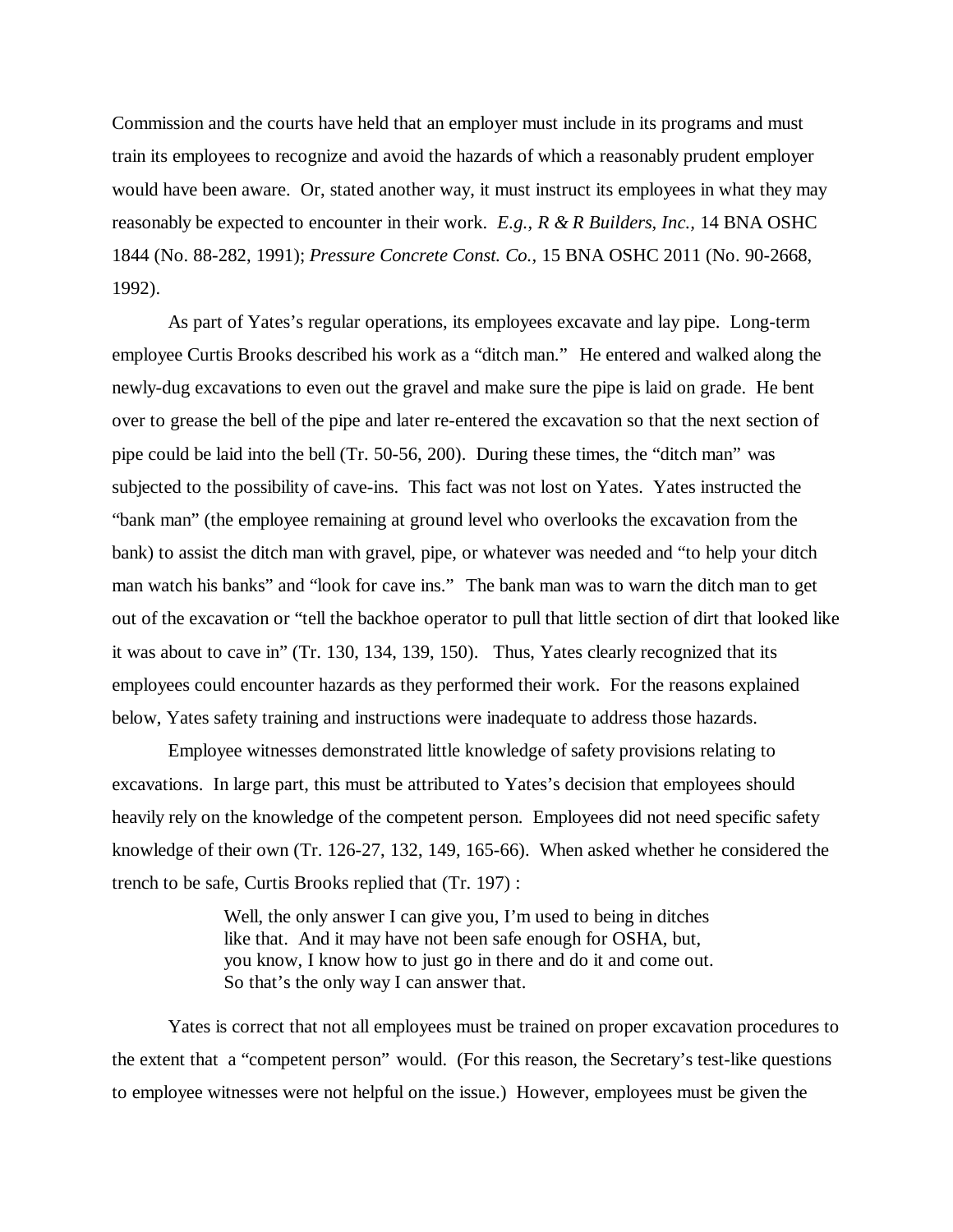Commission and the courts have held that an employer must include in its programs and must train its employees to recognize and avoid the hazards of which a reasonably prudent employer would have been aware. Or, stated another way, it must instruct its employees in what they may reasonably be expected to encounter in their work. *E.g., R & R Builders, Inc.*, 14 BNA OSHC 1844 (No. 88-282, 1991); *Pressure Concrete Const. Co.*, 15 BNA OSHC 2011 (No. 90-2668, 1992).

As part of Yates's regular operations, its employees excavate and lay pipe. Long-term employee Curtis Brooks described his work as a "ditch man." He entered and walked along the newly-dug excavations to even out the gravel and make sure the pipe is laid on grade. He bent over to grease the bell of the pipe and later re-entered the excavation so that the next section of pipe could be laid into the bell (Tr. 50-56, 200). During these times, the "ditch man" was subjected to the possibility of cave-ins. This fact was not lost on Yates. Yates instructed the "bank man" (the employee remaining at ground level who overlooks the excavation from the bank) to assist the ditch man with gravel, pipe, or whatever was needed and "to help your ditch man watch his banks" and "look for cave ins." The bank man was to warn the ditch man to get out of the excavation or "tell the backhoe operator to pull that little section of dirt that looked like it was about to cave in" (Tr. 130, 134, 139, 150). Thus, Yates clearly recognized that its employees could encounter hazards as they performed their work. For the reasons explained below, Yates safety training and instructions were inadequate to address those hazards.

Employee witnesses demonstrated little knowledge of safety provisions relating to excavations. In large part, this must be attributed to Yates's decision that employees should heavily rely on the knowledge of the competent person. Employees did not need specific safety knowledge of their own (Tr. 126-27, 132, 149, 165-66). When asked whether he considered the trench to be safe, Curtis Brooks replied that (Tr. 197) :

> Well, the only answer I can give you, I'm used to being in ditches like that. And it may have not been safe enough for OSHA, but, you know, I know how to just go in there and do it and come out. So that's the only way I can answer that.

Yates is correct that not all employees must be trained on proper excavation procedures to the extent that a "competent person" would. (For this reason, the Secretary's test-like questions to employee witnesses were not helpful on the issue.) However, employees must be given the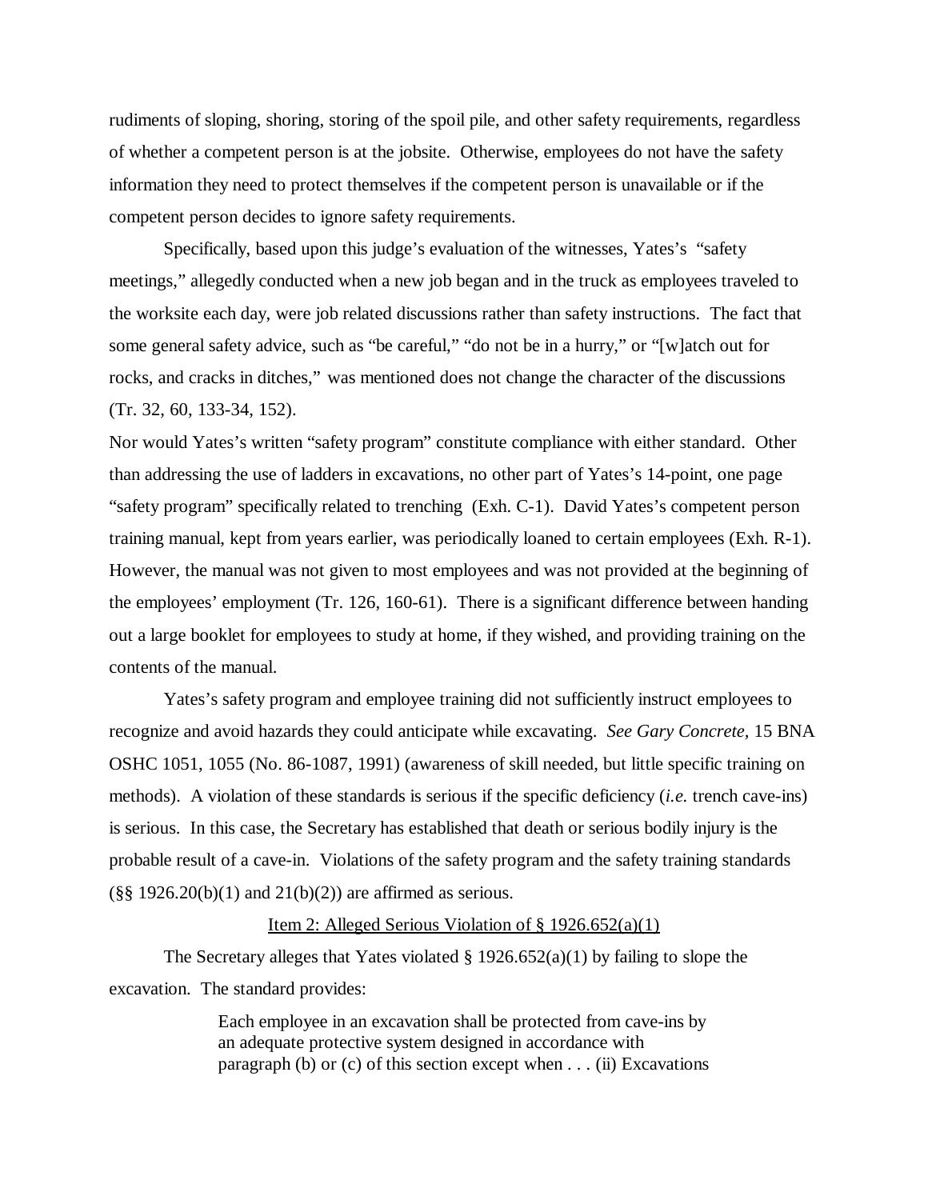rudiments of sloping, shoring, storing of the spoil pile, and other safety requirements, regardless of whether a competent person is at the jobsite. Otherwise, employees do not have the safety information they need to protect themselves if the competent person is unavailable or if the competent person decides to ignore safety requirements.

Specifically, based upon this judge's evaluation of the witnesses, Yates's "safety meetings," allegedly conducted when a new job began and in the truck as employees traveled to the worksite each day, were job related discussions rather than safety instructions. The fact that some general safety advice, such as "be careful," "do not be in a hurry," or "[w]atch out for rocks, and cracks in ditches," was mentioned does not change the character of the discussions (Tr. 32, 60, 133-34, 152).

Nor would Yates's written "safety program" constitute compliance with either standard. Other than addressing the use of ladders in excavations, no other part of Yates's 14-point, one page "safety program" specifically related to trenching (Exh. C-1). David Yates's competent person training manual, kept from years earlier, was periodically loaned to certain employees (Exh. R-1). However, the manual was not given to most employees and was not provided at the beginning of the employees' employment (Tr. 126, 160-61). There is a significant difference between handing out a large booklet for employees to study at home, if they wished, and providing training on the contents of the manual.

Yates's safety program and employee training did not sufficiently instruct employees to recognize and avoid hazards they could anticipate while excavating. *See Gary Concrete,* 15 BNA OSHC 1051, 1055 (No. 86-1087, 1991) (awareness of skill needed, but little specific training on methods). A violation of these standards is serious if the specific deficiency (*i.e.* trench cave-ins) is serious. In this case, the Secretary has established that death or serious bodily injury is the probable result of a cave-in. Violations of the safety program and the safety training standards (§§ 1926.20(b)(1) and 21(b)(2)) are affirmed as serious.

<u>Item 2: Alleged Serious Violation of § 1926.652(a)(1)</u>

The Secretary alleges that Yates violated § 1926.652(a)(1) by failing to slope the excavation. The standard provides:

> Each employee in an excavation shall be protected from cave-ins by an adequate protective system designed in accordance with paragraph (b) or (c) of this section except when . . . (ii) Excavations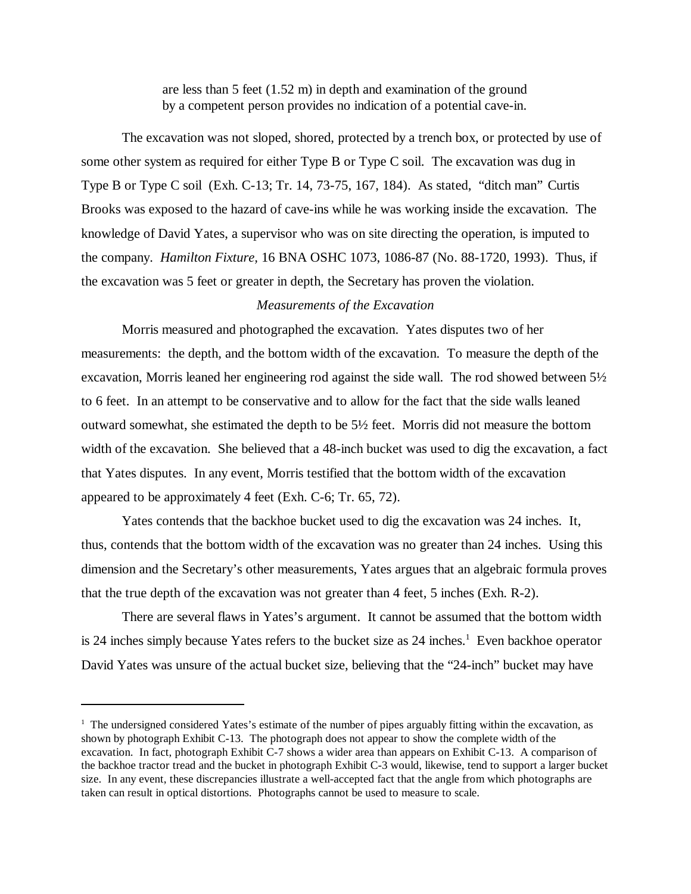> are less than 5 feet (1.52 m) in depth and examination of the ground by a competent person provides no indication of a potential cave-in.

The excavation was not sloped, shored, protected by a trench box, or protected by use of some other system as required for either Type B or Type C soil. The excavation was dug in Type B or Type C soil (Exh. C-13; Tr. 14, 73-75, 167, 184). As stated, "ditch man" Curtis Brooks was exposed to the hazard of cave-ins while he was working inside the excavation. The knowledge of David Yates, a supervisor who was on site directing the operation, is imputed to the company. *Hamilton Fixture,* 16 BNA OSHC 1073, 1086-87 (No. 88-1720, 1993). Thus, if the excavation was 5 feet or greater in depth, the Secretary has proven the violation.

*Measurements of the Excavation*

Morris measured and photographed the excavation. Yates disputes two of her measurements: the depth, and the bottom width of the excavation. To measure the depth of the excavation, Morris leaned her engineering rod against the side wall. The rod showed between 5½ to 6 feet. In an attempt to be conservative and to allow for the fact that the side walls leaned outward somewhat, she estimated the depth to be 5½ feet. Morris did not measure the bottom width of the excavation. She believed that a 48-inch bucket was used to dig the excavation, a fact that Yates disputes. In any event, Morris testified that the bottom width of the excavation appeared to be approximately 4 feet (Exh. C-6; Tr. 65, 72).

Yates contends that the backhoe bucket used to dig the excavation was 24 inches. It, thus, contends that the bottom width of the excavation was no greater than 24 inches. Using this dimension and the Secretary's other measurements, Yates argues that an algebraic formula proves that the true depth of the excavation was not greater than 4 feet, 5 inches (Exh. R-2).

There are several flaws in Yates's argument. It cannot be assumed that the bottom width is 24 inches simply because Yates refers to the bucket size as 24 inches.[1] Even backhoe operator David Yates was unsure of the actual bucket size, believing that the "24-inch" bucket may have

---

[1] The undersigned considered Yates's estimate of the number of pipes arguably fitting within the excavation, as shown by photograph Exhibit C-13. The photograph does not appear to show the complete width of the excavation. In fact, photograph Exhibit C-7 shows a wider area than appears on Exhibit C-13. A comparison of the backhoe tractor tread and the bucket in photograph Exhibit C-3 would, likewise, tend to support a larger bucket size. In any event, these discrepancies illustrate a well-accepted fact that the angle from which photographs are taken can result in optical distortions. Photographs cannot be used to measure to scale.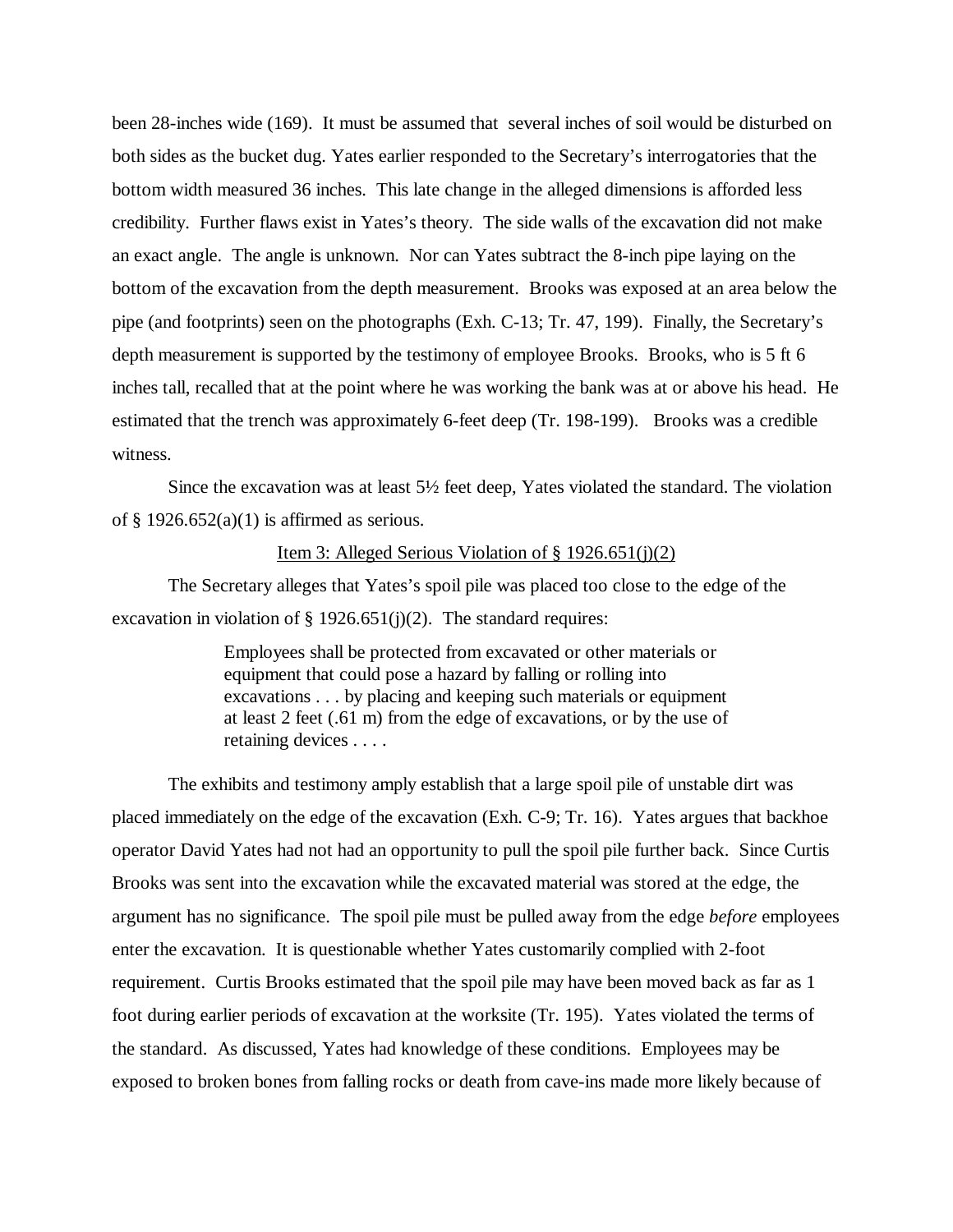been 28-inches wide (169). It must be assumed that several inches of soil would be disturbed on both sides as the bucket dug. Yates earlier responded to the Secretary's interrogatories that the bottom width measured 36 inches. This late change in the alleged dimensions is afforded less credibility. Further flaws exist in Yates's theory. The side walls of the excavation did not make an exact angle. The angle is unknown. Nor can Yates subtract the 8-inch pipe laying on the bottom of the excavation from the depth measurement. Brooks was exposed at an area below the pipe (and footprints) seen on the photographs (Exh. C-13; Tr. 47, 199). Finally, the Secretary's depth measurement is supported by the testimony of employee Brooks. Brooks, who is 5 ft 6 inches tall, recalled that at the point where he was working the bank was at or above his head. He estimated that the trench was approximately 6-feet deep (Tr. 198-199). Brooks was a credible witness.

Since the excavation was at least 5½ feet deep, Yates violated the standard. The violation of § 1926.652(a)(1) is affirmed as serious.

<u>Item 3: Alleged Serious Violation of § 1926.651(j)(2)</u>

The Secretary alleges that Yates's spoil pile was placed too close to the edge of the excavation in violation of § 1926.651(j)(2). The standard requires:

> Employees shall be protected from excavated or other materials or equipment that could pose a hazard by falling or rolling into excavations . . . by placing and keeping such materials or equipment at least 2 feet (.61 m) from the edge of excavations, or by the use of retaining devices . . . .

The exhibits and testimony amply establish that a large spoil pile of unstable dirt was placed immediately on the edge of the excavation (Exh. C-9; Tr. 16). Yates argues that backhoe operator David Yates had not had an opportunity to pull the spoil pile further back. Since Curtis Brooks was sent into the excavation while the excavated material was stored at the edge, the argument has no significance. The spoil pile must be pulled away from the edge *before* employees enter the excavation. It is questionable whether Yates customarily complied with 2-foot requirement. Curtis Brooks estimated that the spoil pile may have been moved back as far as 1 foot during earlier periods of excavation at the worksite (Tr. 195). Yates violated the terms of the standard. As discussed, Yates had knowledge of these conditions. Employees may be exposed to broken bones from falling rocks or death from cave-ins made more likely because of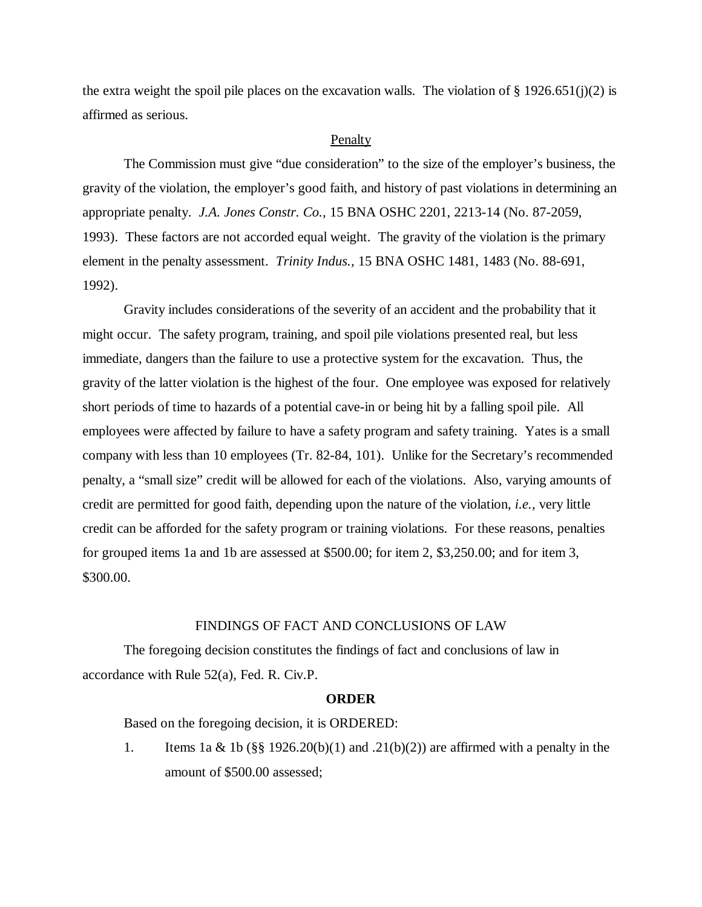the extra weight the spoil pile places on the excavation walls. The violation of § 1926.651(j)(2) is affirmed as serious.

## Penalty

The Commission must give "due consideration" to the size of the employer's business, the gravity of the violation, the employer's good faith, and history of past violations in determining an appropriate penalty. *J.A. Jones Constr. Co.,* 15 BNA OSHC 2201, 2213-14 (No. 87-2059, 1993). These factors are not accorded equal weight. The gravity of the violation is the primary element in the penalty assessment. *Trinity Indus.,* 15 BNA OSHC 1481, 1483 (No. 88-691, 1992).

Gravity includes considerations of the severity of an accident and the probability that it might occur. The safety program, training, and spoil pile violations presented real, but less immediate, dangers than the failure to use a protective system for the excavation. Thus, the gravity of the latter violation is the highest of the four. One employee was exposed for relatively short periods of time to hazards of a potential cave-in or being hit by a falling spoil pile. All employees were affected by failure to have a safety program and safety training. Yates is a small company with less than 10 employees (Tr. 82-84, 101). Unlike for the Secretary's recommended penalty, a "small size" credit will be allowed for each of the violations. Also, varying amounts of credit are permitted for good faith, depending upon the nature of the violation, *i.e.,* very little credit can be afforded for the safety program or training violations. For these reasons, penalties for grouped items 1a and 1b are assessed at $500.00; for item 2, $3,250.00; and for item 3, $300.00.

## FINDINGS OF FACT AND CONCLUSIONS OF LAW

The foregoing decision constitutes the findings of fact and conclusions of law in accordance with Rule 52(a), Fed. R. Civ.P.

## ORDER

Based on the foregoing decision, it is ORDERED:

1. Items 1a & 1b (§§ 1926.20(b)(1) and .21(b)(2)) are affirmed with a penalty in the amount of $500.00 assessed;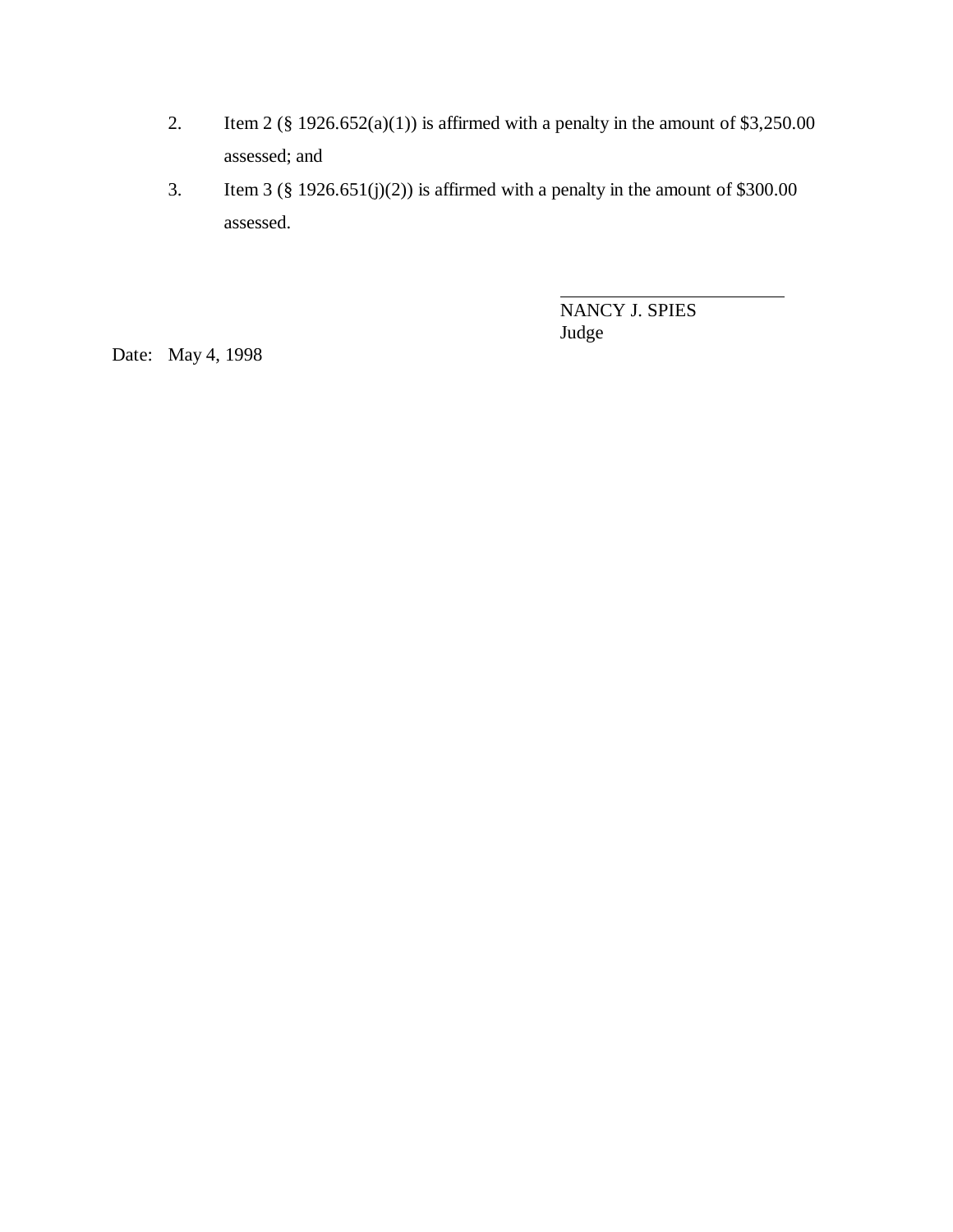2. Item 2 (§ 1926.652(a)(1)) is affirmed with a penalty in the amount of $3,250.00 assessed; and

3. Item 3 (§ 1926.651(j)(2)) is affirmed with a penalty in the amount of $300.00 assessed.

NANCY J. SPIES
Judge

Date: May 4, 1998